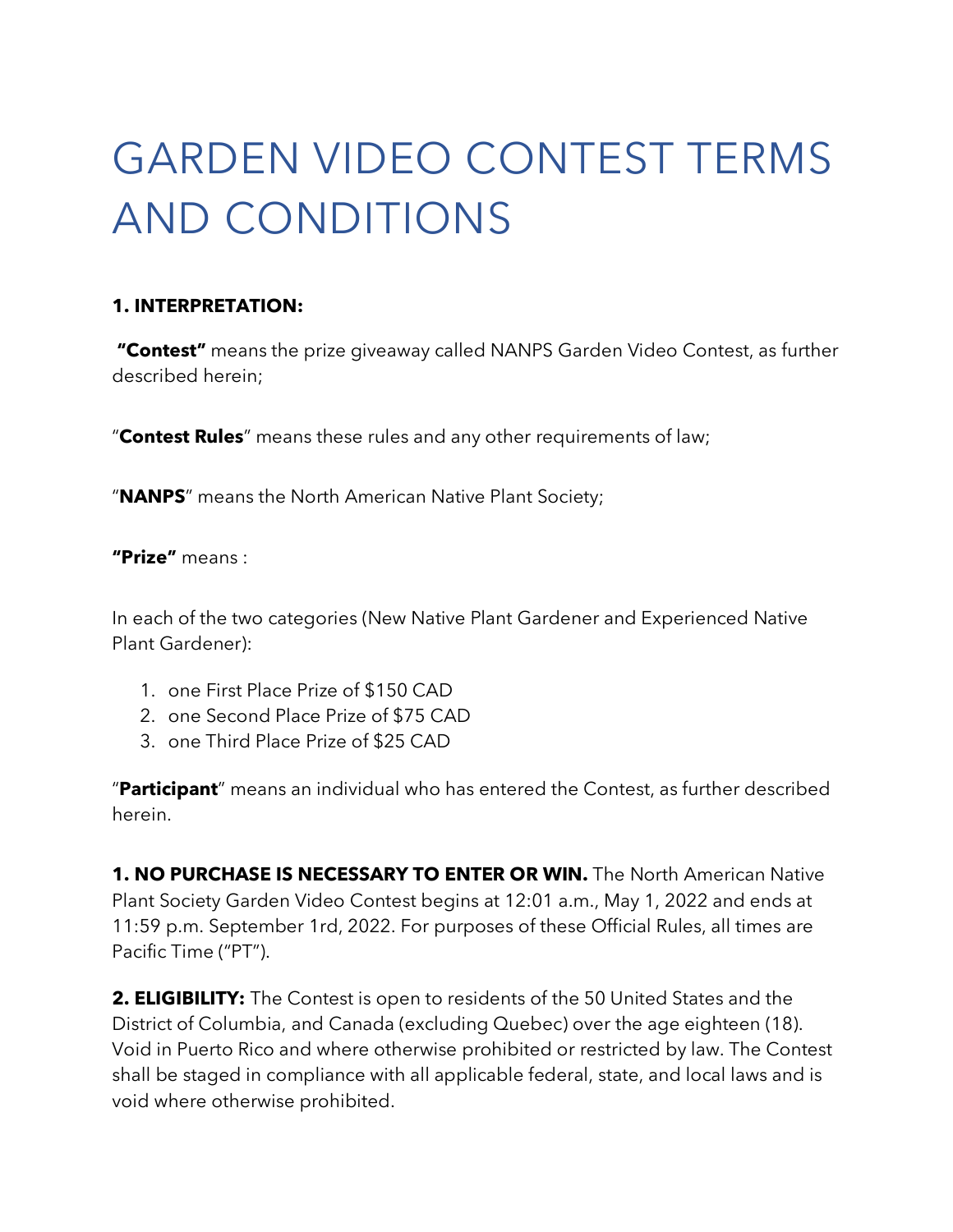# GARDEN VIDEO CONTEST TERMS AND CONDITIONS

**1. INTERPRETATION:**

**"Contest"** means the prize giveaway called NANPS Garden Video Contest, as further described herein;

"**Contest Rules**" means these rules and any other requirements of law;

"**NANPS**" means the North American Native Plant Society;

**"Prize"** means :

In each of the two categories (New Native Plant Gardener and Experienced Native Plant Gardener):

1. one First Place Prize of $150 CAD
2. one Second Place Prize of $75 CAD
3. one Third Place Prize of $25 CAD

"**Participant**" means an individual who has entered the Contest, as further described herein.

**1. NO PURCHASE IS NECESSARY TO ENTER OR WIN.** The North American Native Plant Society Garden Video Contest begins at 12:01 a.m., May 1, 2022 and ends at 11:59 p.m. September 1rd, 2022. For purposes of these Official Rules, all times are Pacific Time ("PT").

**2. ELIGIBILITY:** The Contest is open to residents of the 50 United States and the District of Columbia, and Canada (excluding Quebec) over the age eighteen (18). Void in Puerto Rico and where otherwise prohibited or restricted by law. The Contest shall be staged in compliance with all applicable federal, state, and local laws and is void where otherwise prohibited.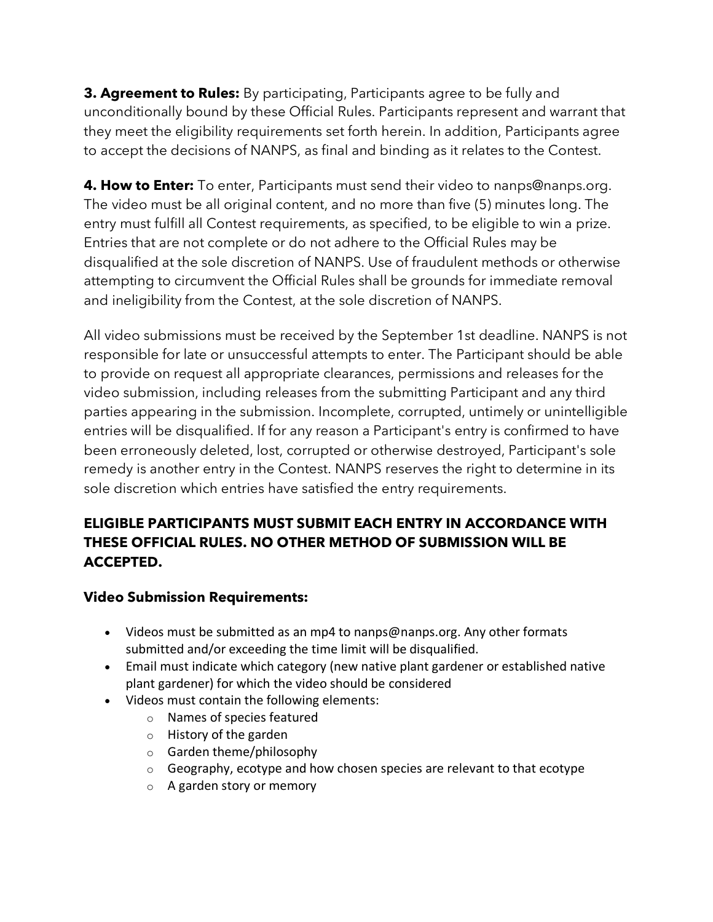**3. Agreement to Rules:** By participating, Participants agree to be fully and unconditionally bound by these Official Rules. Participants represent and warrant that they meet the eligibility requirements set forth herein. In addition, Participants agree to accept the decisions of NANPS, as final and binding as it relates to the Contest.

**4. How to Enter:** To enter, Participants must send their video to nanps@nanps.org. The video must be all original content, and no more than five (5) minutes long. The entry must fulfill all Contest requirements, as specified, to be eligible to win a prize. Entries that are not complete or do not adhere to the Official Rules may be disqualified at the sole discretion of NANPS. Use of fraudulent methods or otherwise attempting to circumvent the Official Rules shall be grounds for immediate removal and ineligibility from the Contest, at the sole discretion of NANPS.

All video submissions must be received by the September 1st deadline. NANPS is not responsible for late or unsuccessful attempts to enter. The Participant should be able to provide on request all appropriate clearances, permissions and releases for the video submission, including releases from the submitting Participant and any third parties appearing in the submission. Incomplete, corrupted, untimely or unintelligible entries will be disqualified. If for any reason a Participant's entry is confirmed to have been erroneously deleted, lost, corrupted or otherwise destroyed, Participant's sole remedy is another entry in the Contest. NANPS reserves the right to determine in its sole discretion which entries have satisfied the entry requirements.

**ELIGIBLE PARTICIPANTS MUST SUBMIT EACH ENTRY IN ACCORDANCE WITH THESE OFFICIAL RULES. NO OTHER METHOD OF SUBMISSION WILL BE ACCEPTED.**

**Video Submission Requirements:**

- Videos must be submitted as an mp4 to nanps@nanps.org. Any other formats submitted and/or exceeding the time limit will be disqualified.
- Email must indicate which category (new native plant gardener or established native plant gardener) for which the video should be considered
- Videos must contain the following elements:
  - Names of species featured
  - History of the garden
  - Garden theme/philosophy
  - Geography, ecotype and how chosen species are relevant to that ecotype
  - A garden story or memory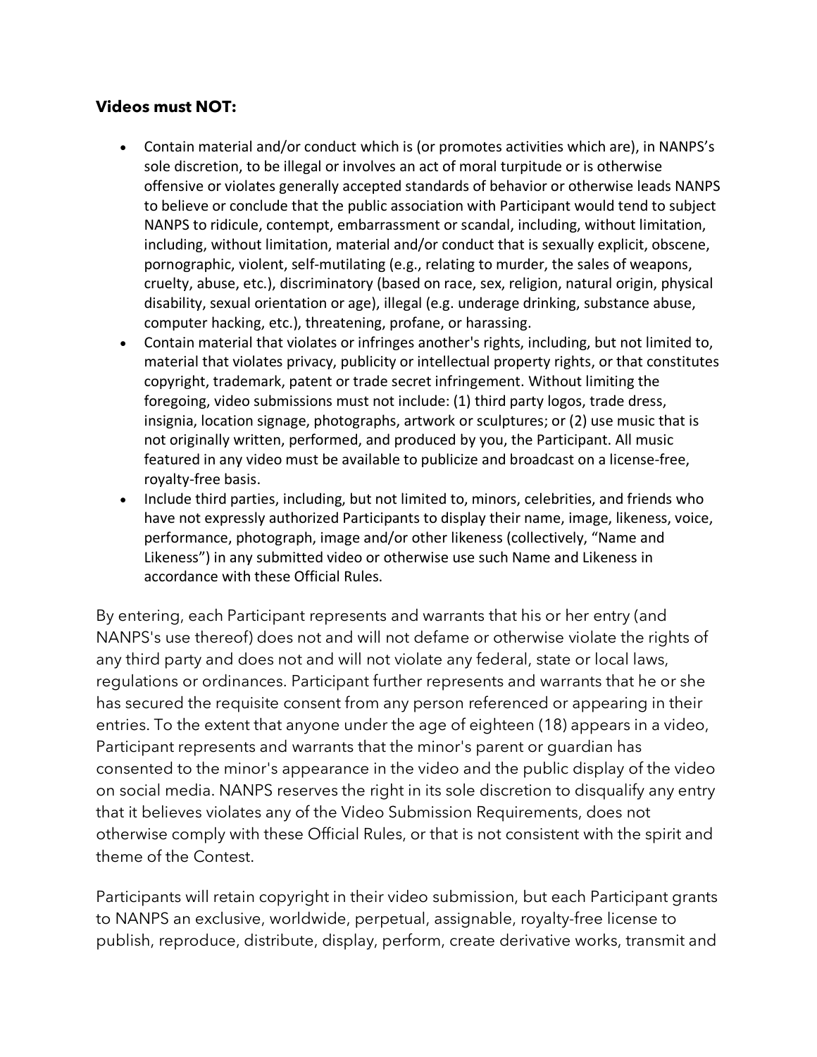**Videos must NOT:**

- Contain material and/or conduct which is (or promotes activities which are), in NANPS's sole discretion, to be illegal or involves an act of moral turpitude or is otherwise offensive or violates generally accepted standards of behavior or otherwise leads NANPS to believe or conclude that the public association with Participant would tend to subject NANPS to ridicule, contempt, embarrassment or scandal, including, without limitation, including, without limitation, material and/or conduct that is sexually explicit, obscene, pornographic, violent, self-mutilating (e.g., relating to murder, the sales of weapons, cruelty, abuse, etc.), discriminatory (based on race, sex, religion, natural origin, physical disability, sexual orientation or age), illegal (e.g. underage drinking, substance abuse, computer hacking, etc.), threatening, profane, or harassing.
- Contain material that violates or infringes another's rights, including, but not limited to, material that violates privacy, publicity or intellectual property rights, or that constitutes copyright, trademark, patent or trade secret infringement. Without limiting the foregoing, video submissions must not include: (1) third party logos, trade dress, insignia, location signage, photographs, artwork or sculptures; or (2) use music that is not originally written, performed, and produced by you, the Participant. All music featured in any video must be available to publicize and broadcast on a license-free, royalty-free basis.
- Include third parties, including, but not limited to, minors, celebrities, and friends who have not expressly authorized Participants to display their name, image, likeness, voice, performance, photograph, image and/or other likeness (collectively, "Name and Likeness") in any submitted video or otherwise use such Name and Likeness in accordance with these Official Rules.

By entering, each Participant represents and warrants that his or her entry (and NANPS's use thereof) does not and will not defame or otherwise violate the rights of any third party and does not and will not violate any federal, state or local laws, regulations or ordinances. Participant further represents and warrants that he or she has secured the requisite consent from any person referenced or appearing in their entries. To the extent that anyone under the age of eighteen (18) appears in a video, Participant represents and warrants that the minor's parent or guardian has consented to the minor's appearance in the video and the public display of the video on social media. NANPS reserves the right in its sole discretion to disqualify any entry that it believes violates any of the Video Submission Requirements, does not otherwise comply with these Official Rules, or that is not consistent with the spirit and theme of the Contest.

Participants will retain copyright in their video submission, but each Participant grants to NANPS an exclusive, worldwide, perpetual, assignable, royalty-free license to publish, reproduce, distribute, display, perform, create derivative works, transmit and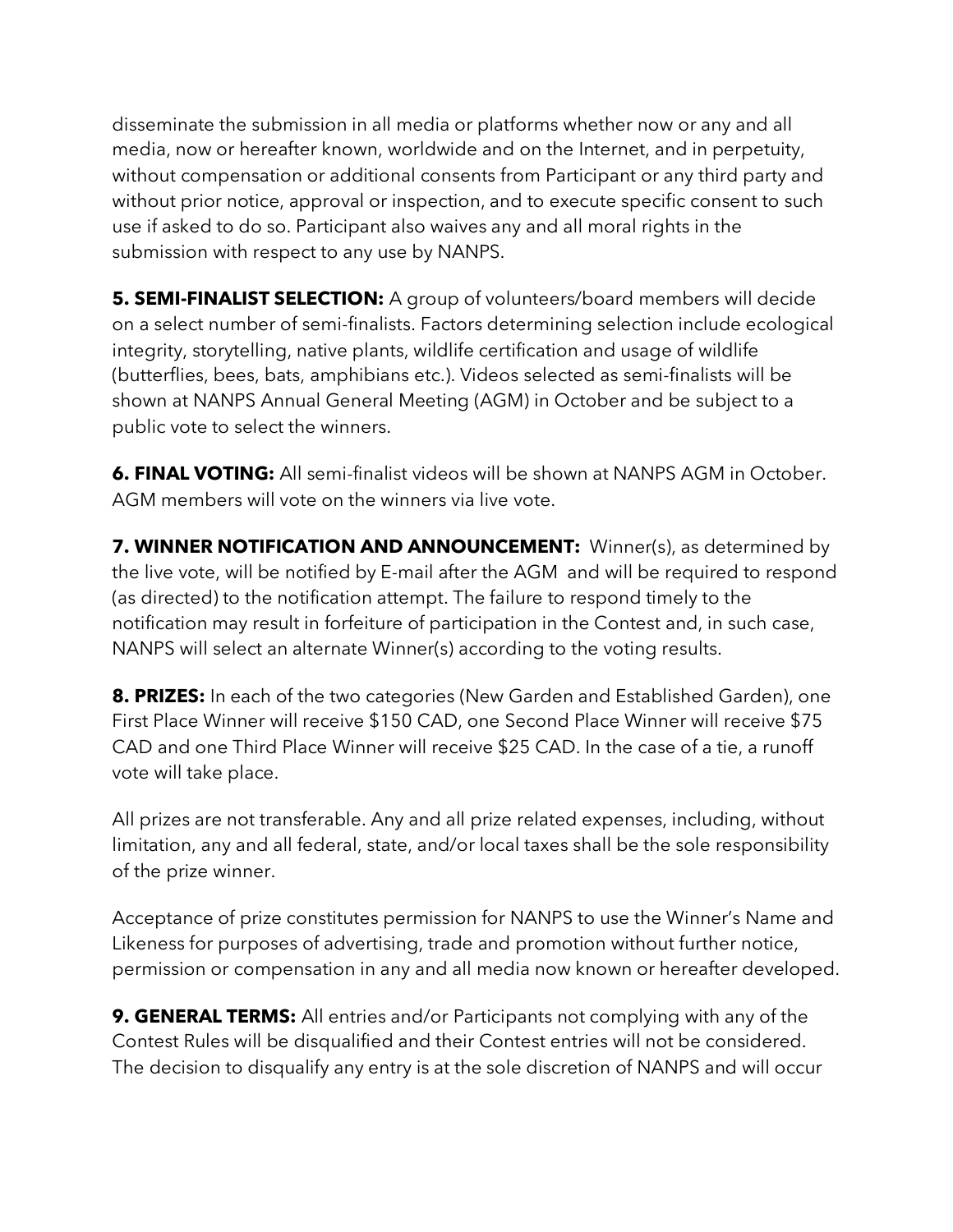disseminate the submission in all media or platforms whether now or any and all media, now or hereafter known, worldwide and on the Internet, and in perpetuity, without compensation or additional consents from Participant or any third party and without prior notice, approval or inspection, and to execute specific consent to such use if asked to do so. Participant also waives any and all moral rights in the submission with respect to any use by NANPS.

**5. SEMI-FINALIST SELECTION:** A group of volunteers/board members will decide on a select number of semi-finalists. Factors determining selection include ecological integrity, storytelling, native plants, wildlife certification and usage of wildlife (butterflies, bees, bats, amphibians etc.). Videos selected as semi-finalists will be shown at NANPS Annual General Meeting (AGM) in October and be subject to a public vote to select the winners.

**6. FINAL VOTING:** All semi-finalist videos will be shown at NANPS AGM in October. AGM members will vote on the winners via live vote.

**7. WINNER NOTIFICATION AND ANNOUNCEMENT:** Winner(s), as determined by the live vote, will be notified by E-mail after the AGM and will be required to respond (as directed) to the notification attempt. The failure to respond timely to the notification may result in forfeiture of participation in the Contest and, in such case, NANPS will select an alternate Winner(s) according to the voting results.

**8. PRIZES:** In each of the two categories (New Garden and Established Garden), one First Place Winner will receive $150 CAD, one Second Place Winner will receive $75 CAD and one Third Place Winner will receive $25 CAD. In the case of a tie, a runoff vote will take place.

All prizes are not transferable. Any and all prize related expenses, including, without limitation, any and all federal, state, and/or local taxes shall be the sole responsibility of the prize winner.

Acceptance of prize constitutes permission for NANPS to use the Winner's Name and Likeness for purposes of advertising, trade and promotion without further notice, permission or compensation in any and all media now known or hereafter developed.

**9. GENERAL TERMS:** All entries and/or Participants not complying with any of the Contest Rules will be disqualified and their Contest entries will not be considered. The decision to disqualify any entry is at the sole discretion of NANPS and will occur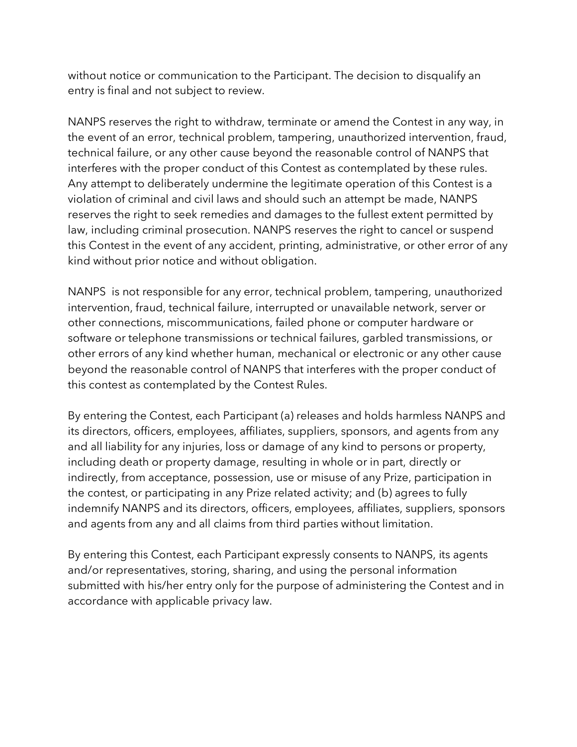without notice or communication to the Participant. The decision to disqualify an entry is final and not subject to review.

NANPS reserves the right to withdraw, terminate or amend the Contest in any way, in the event of an error, technical problem, tampering, unauthorized intervention, fraud, technical failure, or any other cause beyond the reasonable control of NANPS that interferes with the proper conduct of this Contest as contemplated by these rules. Any attempt to deliberately undermine the legitimate operation of this Contest is a violation of criminal and civil laws and should such an attempt be made, NANPS reserves the right to seek remedies and damages to the fullest extent permitted by law, including criminal prosecution. NANPS reserves the right to cancel or suspend this Contest in the event of any accident, printing, administrative, or other error of any kind without prior notice and without obligation.

NANPS is not responsible for any error, technical problem, tampering, unauthorized intervention, fraud, technical failure, interrupted or unavailable network, server or other connections, miscommunications, failed phone or computer hardware or software or telephone transmissions or technical failures, garbled transmissions, or other errors of any kind whether human, mechanical or electronic or any other cause beyond the reasonable control of NANPS that interferes with the proper conduct of this contest as contemplated by the Contest Rules.

By entering the Contest, each Participant (a) releases and holds harmless NANPS and its directors, officers, employees, affiliates, suppliers, sponsors, and agents from any and all liability for any injuries, loss or damage of any kind to persons or property, including death or property damage, resulting in whole or in part, directly or indirectly, from acceptance, possession, use or misuse of any Prize, participation in the contest, or participating in any Prize related activity; and (b) agrees to fully indemnify NANPS and its directors, officers, employees, affiliates, suppliers, sponsors and agents from any and all claims from third parties without limitation.

By entering this Contest, each Participant expressly consents to NANPS, its agents and/or representatives, storing, sharing, and using the personal information submitted with his/her entry only for the purpose of administering the Contest and in accordance with applicable privacy law.